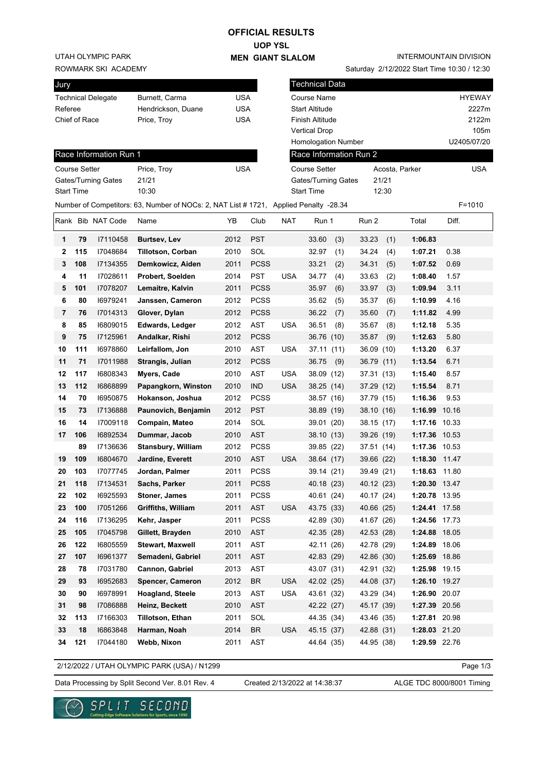# OFFICIAL RESULTS

## UOP YSL

## MEN GIANT SLALOM

UTAH OLYMPIC PARK
ROWMARK SKI ACADEMY

INTERMOUNTAIN DIVISION
Saturday 2/12/2022 Start Time 10:30 / 12:30

| Jury | | |
|---|---|---|
| Technical Delegate | Burnett, Carma | USA |
| Referee | Hendrickson, Duane | USA |
| Chief of Race | Price, Troy | USA |

| Technical Data | |
|---|---|
| Course Name | HYEWAY |
| Start Altitude | 2227m |
| Finish Altitude | 2122m |
| Vertical Drop | 105m |
| Homologation Number | U2405/07/20 |

| Race Information Run 1 | | |
|---|---|---|
| Course Setter | Price, Troy | USA |
| Gates/Turning Gates | 21/21 | |
| Start Time | 10:30 | |

| Race Information Run 2 | | |
|---|---|---|
| Course Setter | Acosta, Parker | USA |
| Gates/Turning Gates | 21/21 | |
| Start Time | 12:30 | |

Number of Competitors: 63, Number of NOCs: 2, NAT List # 1721, Applied Penalty -28.34 F=1010

| Rank | Bib | NAT Code | Name | YB | Club | NAT | Run 1 | Run 2 | Total | Diff. |
|---|---|---|---|---|---|---|---|---|---|---|
| 1 | 79 | I7110458 | **Burtsev, Lev** | 2012 | PST | | 33.60 (3) | 33.23 (1) | **1:06.83** | |
| 2 | 115 | I7048684 | **Tillotson, Corban** | 2010 | SOL | | 32.97 (1) | 34.24 (4) | **1:07.21** | 0.38 |
| 3 | 108 | I7134355 | **Demkowicz, Aiden** | 2011 | PCSS | | 33.21 (2) | 34.31 (5) | **1:07.52** | 0.69 |
| 4 | 11 | I7028611 | **Probert, Soelden** | 2014 | PST | USA | 34.77 (4) | 33.63 (2) | **1:08.40** | 1.57 |
| 5 | 101 | I7078207 | **Lemaitre, Kalvin** | 2011 | PCSS | | 35.97 (6) | 33.97 (3) | **1:09.94** | 3.11 |
| 6 | 80 | I6979241 | **Janssen, Cameron** | 2012 | PCSS | | 35.62 (5) | 35.37 (6) | **1:10.99** | 4.16 |
| 7 | 76 | I7014313 | **Glover, Dylan** | 2012 | PCSS | | 36.22 (7) | 35.60 (7) | **1:11.82** | 4.99 |
| 8 | 85 | I6809015 | **Edwards, Ledger** | 2012 | AST | USA | 36.51 (8) | 35.67 (8) | **1:12.18** | 5.35 |
| 9 | 75 | I7125961 | **Andalkar, Rishi** | 2012 | PCSS | | 36.76 (10) | 35.87 (9) | **1:12.63** | 5.80 |
| 10 | 111 | I6978860 | **Leirfallom, Jon** | 2010 | AST | USA | 37.11 (11) | 36.09 (10) | **1:13.20** | 6.37 |
| 11 | 71 | I7011988 | **Strangis, Julian** | 2012 | PCSS | | 36.75 (9) | 36.79 (11) | **1:13.54** | 6.71 |
| 12 | 117 | I6808343 | **Myers, Cade** | 2010 | AST | USA | 38.09 (12) | 37.31 (13) | **1:15.40** | 8.57 |
| 13 | 112 | I6868899 | **Papangkorn, Winston** | 2010 | IND | USA | 38.25 (14) | 37.29 (12) | **1:15.54** | 8.71 |
| 14 | 70 | I6950875 | **Hokanson, Joshua** | 2012 | PCSS | | 38.57 (16) | 37.79 (15) | **1:16.36** | 9.53 |
| 15 | 73 | I7136888 | **Paunovich, Benjamin** | 2012 | PST | | 38.89 (19) | 38.10 (16) | **1:16.99** | 10.16 |
| 16 | 14 | I7009118 | **Compain, Mateo** | 2014 | SOL | | 39.01 (20) | 38.15 (17) | **1:17.16** | 10.33 |
| 17 | 106 | I6892534 | **Dummar, Jacob** | 2010 | AST | | 38.10 (13) | 39.26 (19) | **1:17.36** | 10.53 |
| | 89 | I7136636 | **Stansbury, William** | 2012 | PCSS | | 39.85 (22) | 37.51 (14) | **1:17.36** | 10.53 |
| 19 | 109 | I6804670 | **Jardine, Everett** | 2010 | AST | USA | 38.64 (17) | 39.66 (22) | **1:18.30** | 11.47 |
| 20 | 103 | I7077745 | **Jordan, Palmer** | 2011 | PCSS | | 39.14 (21) | 39.49 (21) | **1:18.63** | 11.80 |
| 21 | 118 | I7134531 | **Sachs, Parker** | 2011 | PCSS | | 40.18 (23) | 40.12 (23) | **1:20.30** | 13.47 |
| 22 | 102 | I6925593 | **Stoner, James** | 2011 | PCSS | | 40.61 (24) | 40.17 (24) | **1:20.78** | 13.95 |
| 23 | 100 | I7051266 | **Griffiths, William** | 2011 | AST | USA | 43.75 (33) | 40.66 (25) | **1:24.41** | 17.58 |
| 24 | 116 | I7136295 | **Kehr, Jasper** | 2011 | PCSS | | 42.89 (30) | 41.67 (26) | **1:24.56** | 17.73 |
| 25 | 105 | I7045798 | **Gillett, Brayden** | 2010 | AST | | 42.35 (28) | 42.53 (28) | **1:24.88** | 18.05 |
| 26 | 122 | I6805559 | **Stewart, Maxwell** | 2011 | AST | | 42.11 (26) | 42.78 (29) | **1:24.89** | 18.06 |
| 27 | 107 | I6961377 | **Semadeni, Gabriel** | 2011 | AST | | 42.83 (29) | 42.86 (30) | **1:25.69** | 18.86 |
| 28 | 78 | I7031780 | **Cannon, Gabriel** | 2013 | AST | | 43.07 (31) | 42.91 (32) | **1:25.98** | 19.15 |
| 29 | 93 | I6952683 | **Spencer, Cameron** | 2012 | BR | USA | 42.02 (25) | 44.08 (37) | **1:26.10** | 19.27 |
| 30 | 90 | I6978991 | **Hoagland, Steele** | 2013 | AST | USA | 43.61 (32) | 43.29 (34) | **1:26.90** | 20.07 |
| 31 | 98 | I7086888 | **Heinz, Beckett** | 2010 | AST | | 42.22 (27) | 45.17 (39) | **1:27.39** | 20.56 |
| 32 | 113 | I7166303 | **Tillotson, Ethan** | 2011 | SOL | | 44.35 (34) | 43.46 (35) | **1:27.81** | 20.98 |
| 33 | 18 | I6863848 | **Harman, Noah** | 2014 | BR | USA | 45.15 (37) | 42.88 (31) | **1:28.03** | 21.20 |
| 34 | 121 | I7044180 | **Webb, Nixon** | 2011 | AST | | 44.64 (35) | 44.95 (38) | **1:29.59** | 22.76 |

2/12/2022 / UTAH OLYMPIC PARK (USA) / N1299

Data Processing by Split Second Ver. 8.01 Rev. 4 Created 2/13/2022 at 14:38:37 ALGE TDC 8000/8001 Timing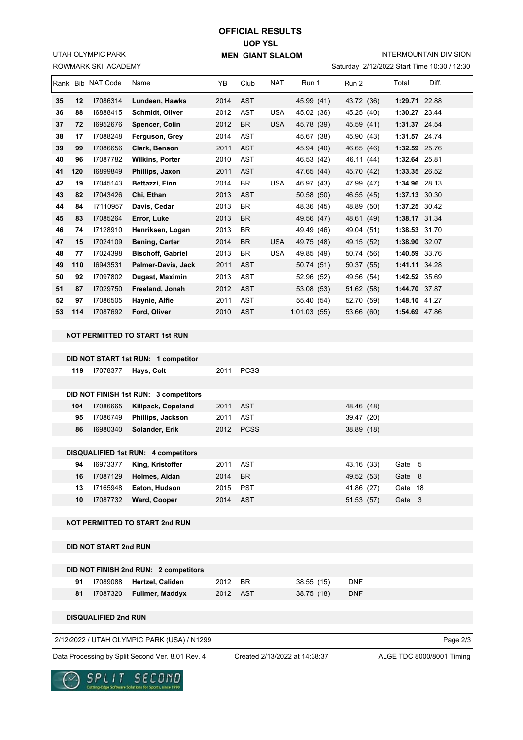# OFFICIAL RESULTS

## UOP YSL

## MEN GIANT SLALOM

UTAH OLYMPIC PARK
ROWMARK SKI ACADEMY

INTERMOUNTAIN DIVISION
Saturday 2/12/2022 Start Time 10:30 / 12:30

| Rank | Bib | NAT Code | Name | YB | Club | NAT | Run 1 | Run 2 | Total | Diff. |
|---|---|---|---|---|---|---|---|---|---|---|
| 35 | 12 | I7086314 | Lundeen, Hawks | 2014 | AST | | 45.99 (41) | 43.72 (36) | 1:29.71 | 22.88 |
| 36 | 88 | I6888415 | Schmidt, Oliver | 2012 | AST | USA | 45.02 (36) | 45.25 (40) | 1:30.27 | 23.44 |
| 37 | 72 | I6952676 | Spencer, Colin | 2012 | BR | USA | 45.78 (39) | 45.59 (41) | 1:31.37 | 24.54 |
| 38 | 17 | I7088248 | Ferguson, Grey | 2014 | AST | | 45.67 (38) | 45.90 (43) | 1:31.57 | 24.74 |
| 39 | 99 | I7086656 | Clark, Benson | 2011 | AST | | 45.94 (40) | 46.65 (46) | 1:32.59 | 25.76 |
| 40 | 96 | I7087782 | Wilkins, Porter | 2010 | AST | | 46.53 (42) | 46.11 (44) | 1:32.64 | 25.81 |
| 41 | 120 | I6899849 | Phillips, Jaxon | 2011 | AST | | 47.65 (44) | 45.70 (42) | 1:33.35 | 26.52 |
| 42 | 19 | I7045143 | Bettazzi, Finn | 2014 | BR | USA | 46.97 (43) | 47.99 (47) | 1:34.96 | 28.13 |
| 43 | 82 | I7043426 | Chi, Ethan | 2013 | AST | | 50.58 (50) | 46.55 (45) | 1:37.13 | 30.30 |
| 44 | 84 | I7110957 | Davis, Cedar | 2013 | BR | | 48.36 (45) | 48.89 (50) | 1:37.25 | 30.42 |
| 45 | 83 | I7085264 | Error, Luke | 2013 | BR | | 49.56 (47) | 48.61 (49) | 1:38.17 | 31.34 |
| 46 | 74 | I7128910 | Henriksen, Logan | 2013 | BR | | 49.49 (46) | 49.04 (51) | 1:38.53 | 31.70 |
| 47 | 15 | I7024109 | Bening, Carter | 2014 | BR | USA | 49.75 (48) | 49.15 (52) | 1:38.90 | 32.07 |
| 48 | 77 | I7024398 | Bischoff, Gabriel | 2013 | BR | USA | 49.85 (49) | 50.74 (56) | 1:40.59 | 33.76 |
| 49 | 110 | I6943531 | Palmer-Davis, Jack | 2011 | AST | | 50.74 (51) | 50.37 (55) | 1:41.11 | 34.28 |
| 50 | 92 | I7097802 | Dugast, Maximin | 2013 | AST | | 52.96 (52) | 49.56 (54) | 1:42.52 | 35.69 |
| 51 | 87 | I7029750 | Freeland, Jonah | 2012 | AST | | 53.08 (53) | 51.62 (58) | 1:44.70 | 37.87 |
| 52 | 97 | I7086505 | Haynie, Alfie | 2011 | AST | | 55.40 (54) | 52.70 (59) | 1:48.10 | 41.27 |
| 53 | 114 | I7087692 | Ford, Oliver | 2010 | AST | | 1:01.03 (55) | 53.66 (60) | 1:54.69 | 47.86 |

**NOT PERMITTED TO START 1st RUN**

**DID NOT START 1st RUN: 1 competitor**

| Bib | NAT Code | Name | YB | Club |
|---|---|---|---|---|
| 119 | I7078377 | Hays, Colt | 2011 | PCSS |

**DID NOT FINISH 1st RUN: 3 competitors**

| Bib | NAT Code | Name | YB | Club | Run 2 |
|---|---|---|---|---|---|
| 104 | I7086665 | Killpack, Copeland | 2011 | AST | 48.46 (48) |
| 95 | I7086749 | Phillips, Jackson | 2011 | AST | 39.47 (20) |
| 86 | I6980340 | Solander, Erik | 2012 | PCSS | 38.89 (18) |

**DISQUALIFIED 1st RUN: 4 competitors**

| Bib | NAT Code | Name | YB | Club | Run 2 | Gate |
|---|---|---|---|---|---|---|
| 94 | I6973377 | King, Kristoffer | 2011 | AST | 43.16 (33) | Gate 5 |
| 16 | I7087129 | Holmes, Aidan | 2014 | BR | 49.52 (53) | Gate 8 |
| 13 | I7165948 | Eaton, Hudson | 2015 | PST | 41.86 (27) | Gate 18 |
| 10 | I7087732 | Ward, Cooper | 2014 | AST | 51.53 (57) | Gate 3 |

**NOT PERMITTED TO START 2nd RUN**

**DID NOT START 2nd RUN**

**DID NOT FINISH 2nd RUN: 2 competitors**

| Bib | NAT Code | Name | YB | Club | Run 1 | Run 2 |
|---|---|---|---|---|---|---|
| 91 | I7089088 | Hertzel, Caliden | 2012 | BR | 38.55 (15) | DNF |
| 81 | I7087320 | Fullmer, Maddyx | 2012 | AST | 38.75 (18) | DNF |

**DISQUALIFIED 2nd RUN**

2/12/2022 / UTAH OLYMPIC PARK (USA) / N1299

Data Processing by Split Second Ver. 8.01 Rev. 4 — Created 2/13/2022 at 14:38:37 — ALGE TDC 8000/8001 Timing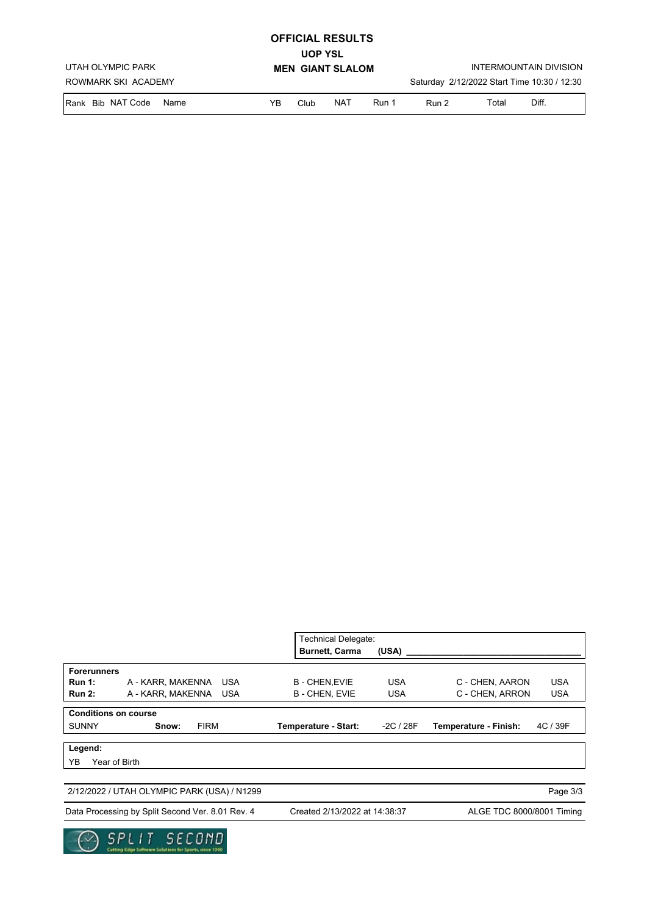# OFFICIAL RESULTS

## UOP YSL

## MEN GIANT SLALOM

UTAH OLYMPIC PARK

ROWMARK SKI ACADEMY

INTERMOUNTAIN DIVISION

Saturday 2/12/2022 Start Time 10:30 / 12:30

| Rank | Bib | NAT Code | Name | YB | Club | NAT | Run 1 | Run 2 | Total | Diff. |
|---|---|---|---|---|---|---|---|---|---|---|

Technical Delegate:
**Burnett, Carma** (USA) ____________________

| **Forerunners** | | | | | | |
|---|---|---|---|---|---|---|
| **Run 1:** | A - KARR, MAKENNA | USA | B - CHEN,EVIE | USA | C - CHEN, AARON | USA |
| **Run 2:** | A - KARR, MAKENNA | USA | B - CHEN, EVIE | USA | C - CHEN, ARRON | USA |

| **Conditions on course** | | | | | | |
|---|---|---|---|---|---|---|
| SUNNY | **Snow:** | FIRM | **Temperature - Start:** | -2C / 28F | **Temperature - Finish:** | 4C / 39F |

**Legend:**

YB Year of Birth

2/12/2022 / UTAH OLYMPIC PARK (USA) / N1299

Data Processing by Split Second Ver. 8.01 Rev. 4 | Created 2/13/2022 at 14:38:37 | ALGE TDC 8000/8001 Timing